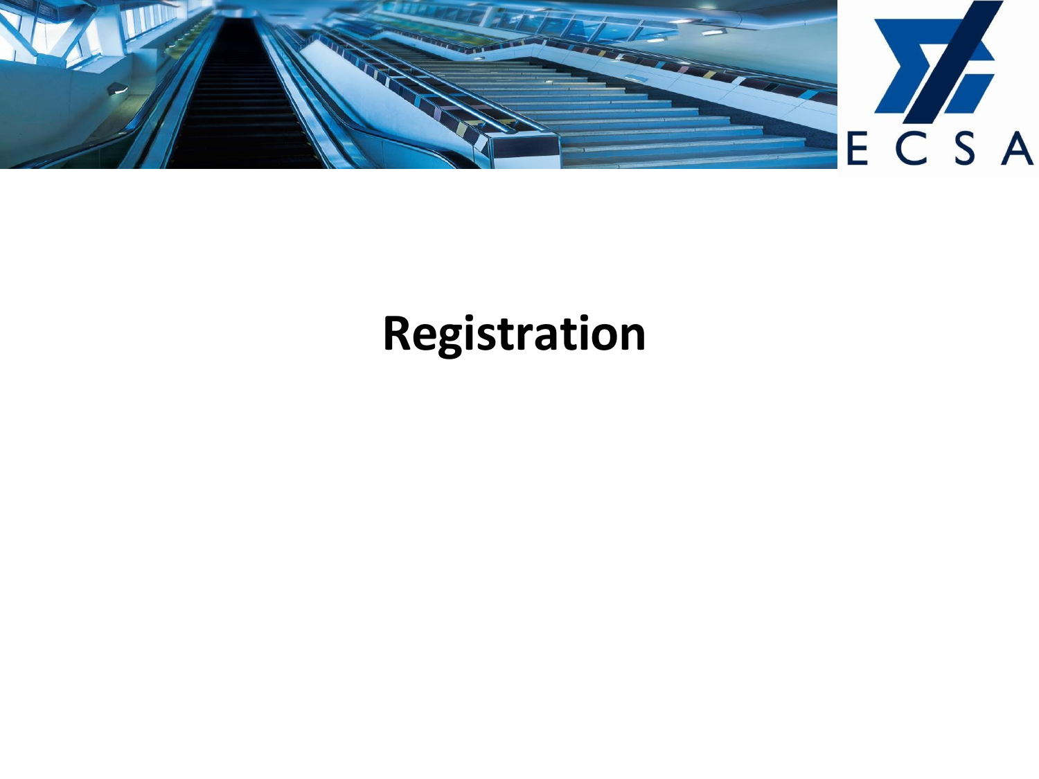# Registration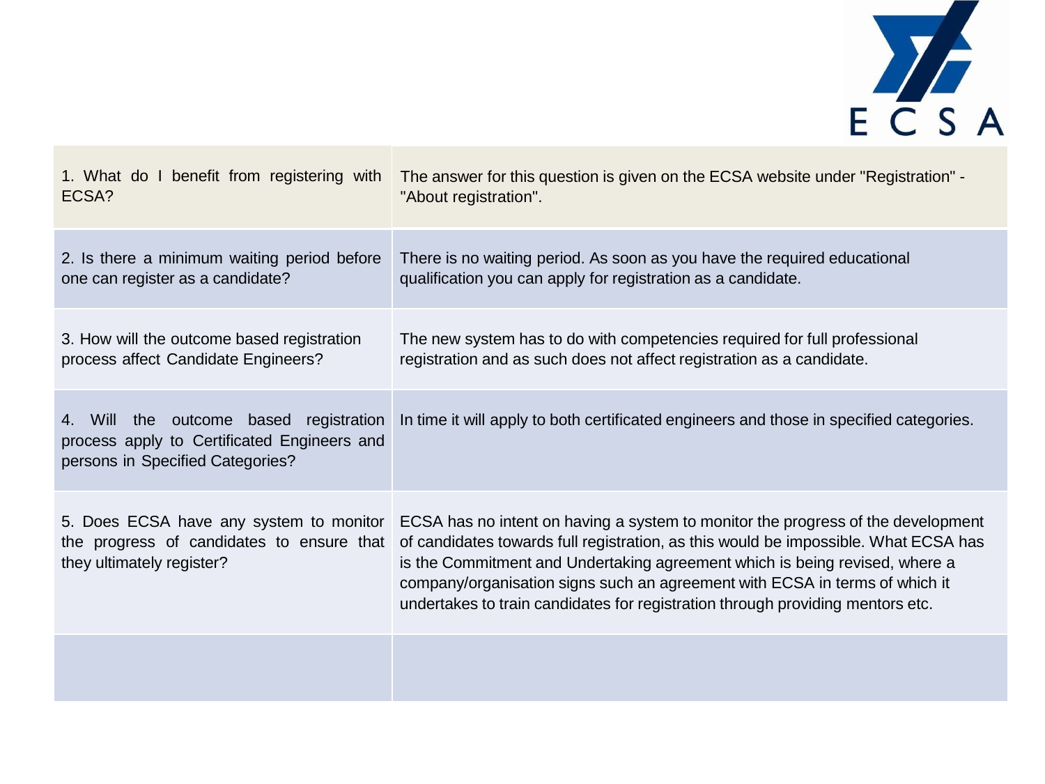| | |
|---|---|
| 1. What do I benefit from registering with ECSA? | The answer for this question is given on the ECSA website under "Registration" - "About registration". |
| 2. Is there a minimum waiting period before one can register as a candidate? | There is no waiting period. As soon as you have the required educational qualification you can apply for registration as a candidate. |
| 3. How will the outcome based registration process affect Candidate Engineers? | The new system has to do with competencies required for full professional registration and as such does not affect registration as a candidate. |
| 4. Will the outcome based registration process apply to Certificated Engineers and persons in Specified Categories? | In time it will apply to both certificated engineers and those in specified categories. |
| 5. Does ECSA have any system to monitor the progress of candidates to ensure that they ultimately register? | ECSA has no intent on having a system to monitor the progress of the development of candidates towards full registration, as this would be impossible. What ECSA has is the Commitment and Undertaking agreement which is being revised, where a company/organisation signs such an agreement with ECSA in terms of which it undertakes to train candidates for registration through providing mentors etc. |
| | |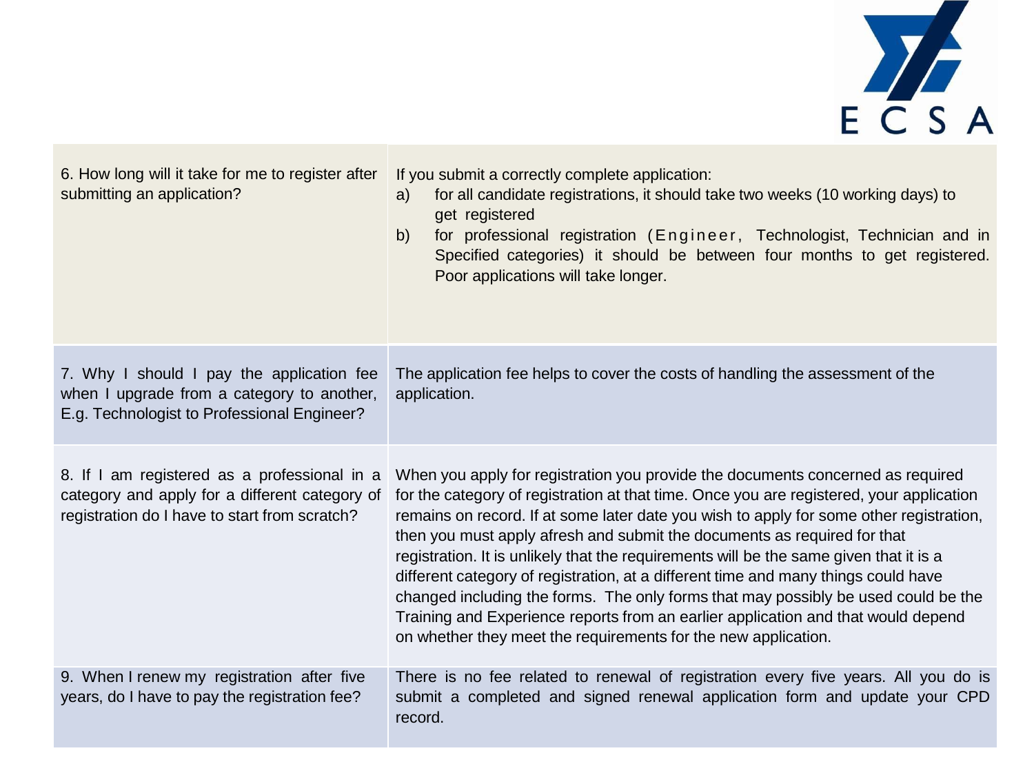| | |
|---|---|
| 6. How long will it take for me to register after submitting an application? | If you submit a correctly complete application:<br>a) for all candidate registrations, it should take two weeks (10 working days) to get registered<br>b) for professional registration (Engineer, Technologist, Technician and in Specified categories) it should be between four months to get registered. Poor applications will take longer. |
| 7. Why I should I pay the application fee when I upgrade from a category to another, E.g. Technologist to Professional Engineer? | The application fee helps to cover the costs of handling the assessment of the application. |
| 8. If I am registered as a professional in a category and apply for a different category of registration do I have to start from scratch? | When you apply for registration you provide the documents concerned as required for the category of registration at that time. Once you are registered, your application remains on record. If at some later date you wish to apply for some other registration, then you must apply afresh and submit the documents as required for that registration. It is unlikely that the requirements will be the same given that it is a different category of registration, at a different time and many things could have changed including the forms. The only forms that may possibly be used could be the Training and Experience reports from an earlier application and that would depend on whether they meet the requirements for the new application. |
| 9. When I renew my registration after five years, do I have to pay the registration fee? | There is no fee related to renewal of registration every five years. All you do is submit a completed and signed renewal application form and update your CPD record. |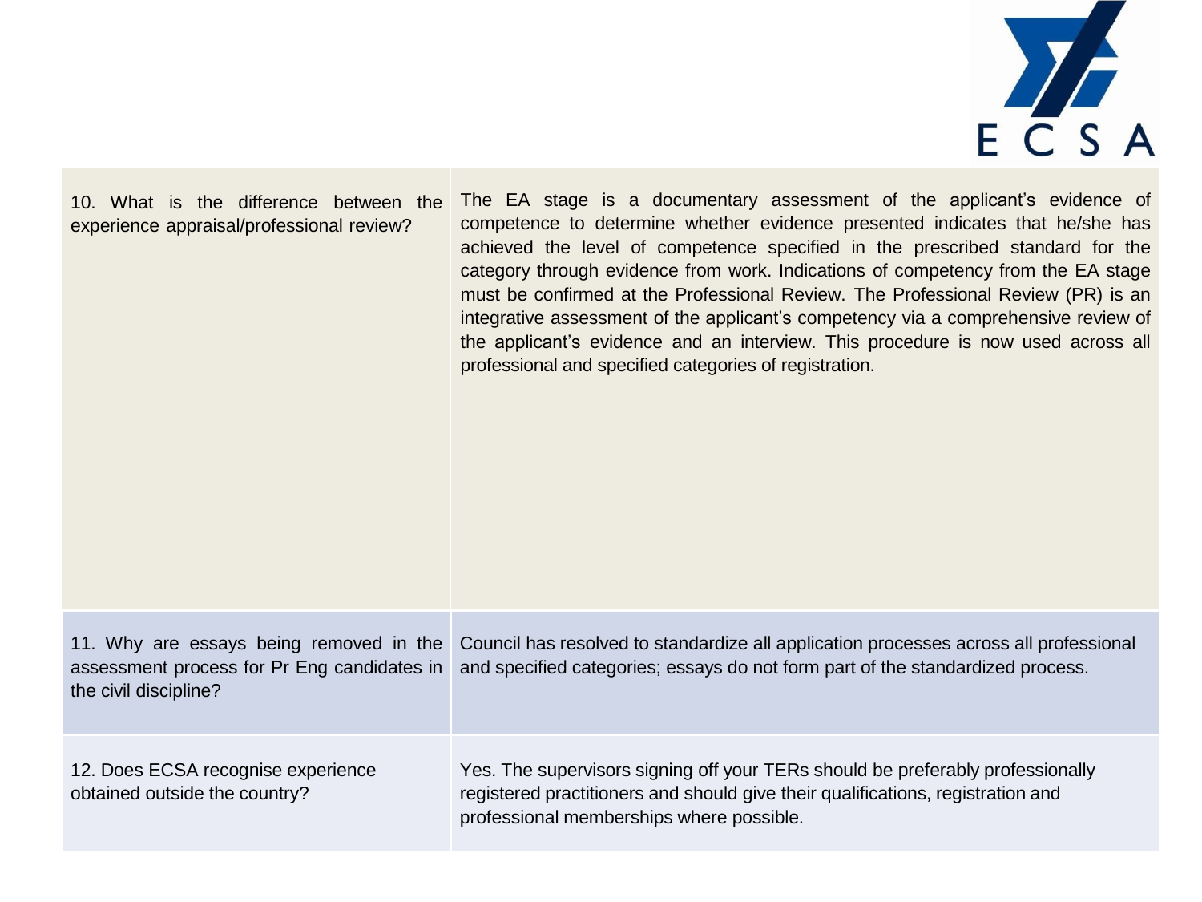| | |
|---|---|
| 10. What is the difference between the experience appraisal/professional review? | The EA stage is a documentary assessment of the applicant's evidence of competence to determine whether evidence presented indicates that he/she has achieved the level of competence specified in the prescribed standard for the category through evidence from work. Indications of competency from the EA stage must be confirmed at the Professional Review. The Professional Review (PR) is an integrative assessment of the applicant's competency via a comprehensive review of the applicant's evidence and an interview. This procedure is now used across all professional and specified categories of registration. |
| 11. Why are essays being removed in the assessment process for Pr Eng candidates in the civil discipline? | Council has resolved to standardize all application processes across all professional and specified categories; essays do not form part of the standardized process. |
| 12. Does ECSA recognise experience obtained outside the country? | Yes. The supervisors signing off your TERs should be preferably professionally registered practitioners and should give their qualifications, registration and professional memberships where possible. |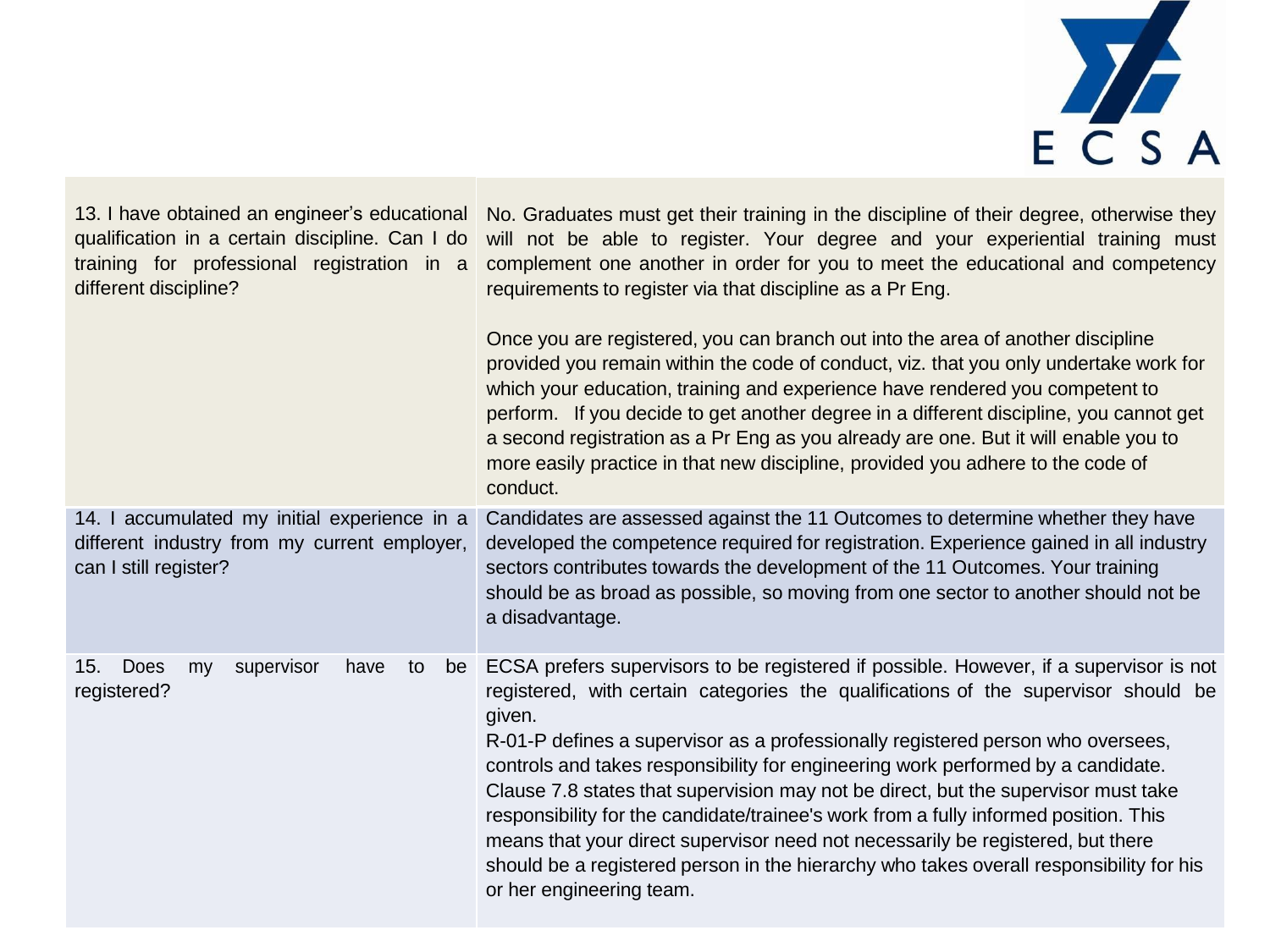| | |
|---|---|
| 13. I have obtained an engineer's educational qualification in a certain discipline. Can I do training for professional registration in a different discipline? | No. Graduates must get their training in the discipline of their degree, otherwise they will not be able to register. Your degree and your experiential training must complement one another in order for you to meet the educational and competency requirements to register via that discipline as a Pr Eng.<br><br>Once you are registered, you can branch out into the area of another discipline provided you remain within the code of conduct, viz. that you only undertake work for which your education, training and experience have rendered you competent to perform. If you decide to get another degree in a different discipline, you cannot get a second registration as a Pr Eng as you already are one. But it will enable you to more easily practice in that new discipline, provided you adhere to the code of conduct. |
| 14. I accumulated my initial experience in a different industry from my current employer, can I still register? | Candidates are assessed against the 11 Outcomes to determine whether they have developed the competence required for registration. Experience gained in all industry sectors contributes towards the development of the 11 Outcomes. Your training should be as broad as possible, so moving from one sector to another should not be a disadvantage. |
| 15. Does my supervisor have to be registered? | ECSA prefers supervisors to be registered if possible. However, if a supervisor is not registered, with certain categories the qualifications of the supervisor should be given.<br>R-01-P defines a supervisor as a professionally registered person who oversees, controls and takes responsibility for engineering work performed by a candidate. Clause 7.8 states that supervision may not be direct, but the supervisor must take responsibility for the candidate/trainee's work from a fully informed position. This means that your direct supervisor need not necessarily be registered, but there should be a registered person in the hierarchy who takes overall responsibility for his or her engineering team. |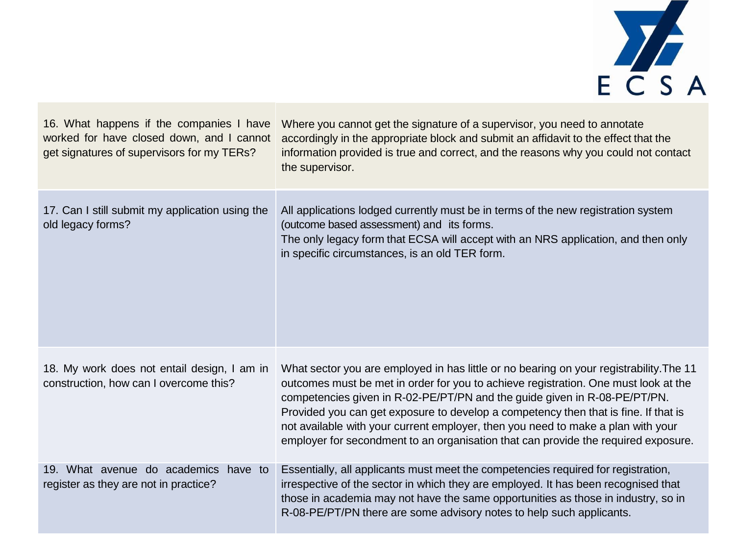| | |
|---|---|
| 16. What happens if the companies I have worked for have closed down, and I cannot get signatures of supervisors for my TERs? | Where you cannot get the signature of a supervisor, you need to annotate accordingly in the appropriate block and submit an affidavit to the effect that the information provided is true and correct, and the reasons why you could not contact the supervisor. |
| 17. Can I still submit my application using the old legacy forms? | All applications lodged currently must be in terms of the new registration system (outcome based assessment) and its forms.<br>The only legacy form that ECSA will accept with an NRS application, and then only in specific circumstances, is an old TER form. |
| 18. My work does not entail design, I am in construction, how can I overcome this? | What sector you are employed in has little or no bearing on your registrability.The 11 outcomes must be met in order for you to achieve registration. One must look at the competencies given in R-02-PE/PT/PN and the guide given in R-08-PE/PT/PN. Provided you can get exposure to develop a competency then that is fine. If that is not available with your current employer, then you need to make a plan with your employer for secondment to an organisation that can provide the required exposure. |
| 19. What avenue do academics have to register as they are not in practice? | Essentially, all applicants must meet the competencies required for registration, irrespective of the sector in which they are employed. It has been recognised that those in academia may not have the same opportunities as those in industry, so in R-08-PE/PT/PN there are some advisory notes to help such applicants. |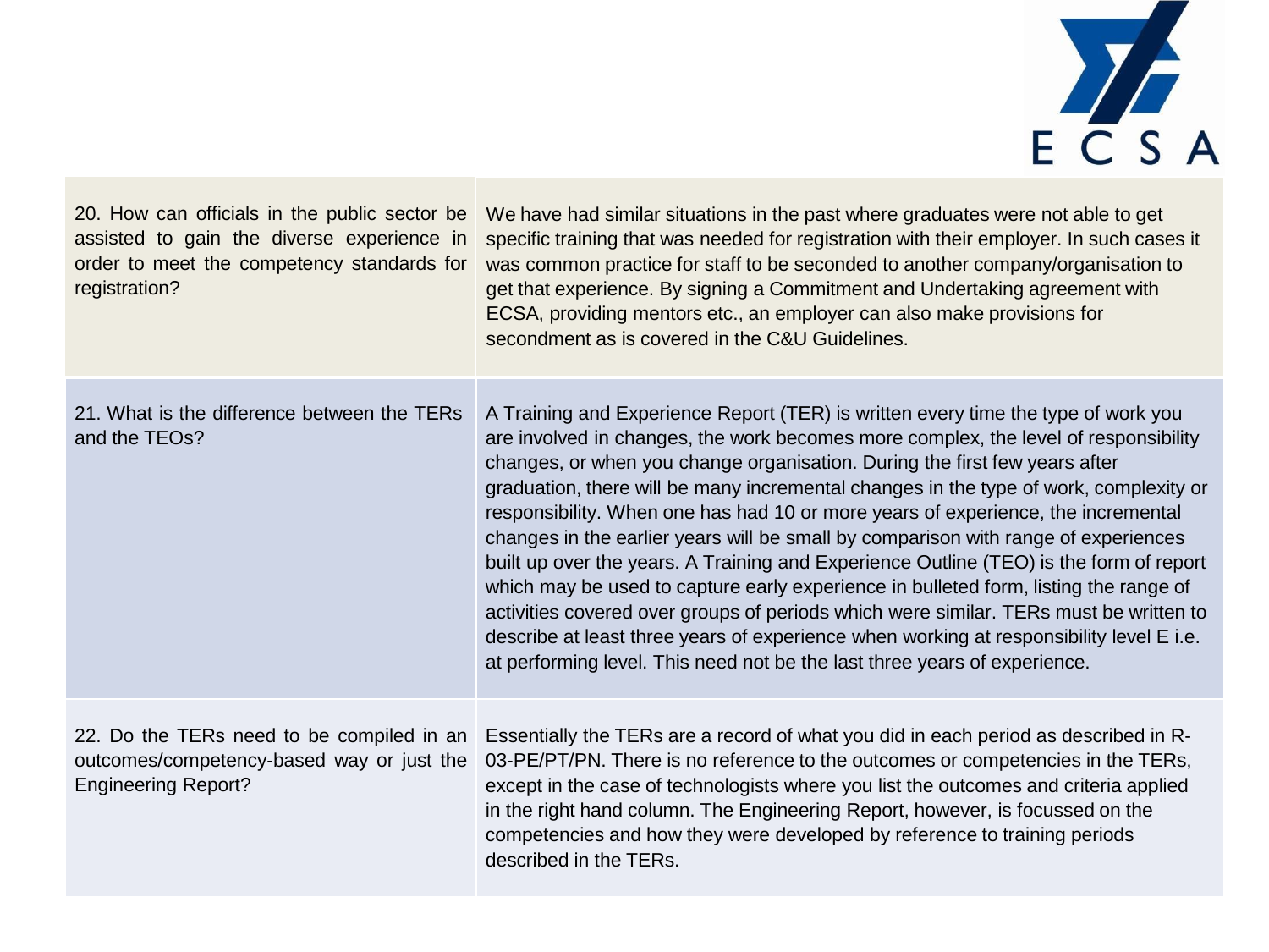| | |
|---|---|
| 20. How can officials in the public sector be assisted to gain the diverse experience in order to meet the competency standards for registration? | We have had similar situations in the past where graduates were not able to get specific training that was needed for registration with their employer. In such cases it was common practice for staff to be seconded to another company/organisation to get that experience. By signing a Commitment and Undertaking agreement with ECSA, providing mentors etc., an employer can also make provisions for secondment as is covered in the C&U Guidelines. |
| 21. What is the difference between the TERs and the TEOs? | A Training and Experience Report (TER) is written every time the type of work you are involved in changes, the work becomes more complex, the level of responsibility changes, or when you change organisation. During the first few years after graduation, there will be many incremental changes in the type of work, complexity or responsibility. When one has had 10 or more years of experience, the incremental changes in the earlier years will be small by comparison with range of experiences built up over the years. A Training and Experience Outline (TEO) is the form of report which may be used to capture early experience in bulleted form, listing the range of activities covered over groups of periods which were similar. TERs must be written to describe at least three years of experience when working at responsibility level E i.e. at performing level. This need not be the last three years of experience. |
| 22. Do the TERs need to be compiled in an outcomes/competency-based way or just the Engineering Report? | Essentially the TERs are a record of what you did in each period as described in R-03-PE/PT/PN. There is no reference to the outcomes or competencies in the TERs, except in the case of technologists where you list the outcomes and criteria applied in the right hand column. The Engineering Report, however, is focussed on the competencies and how they were developed by reference to training periods described in the TERs. |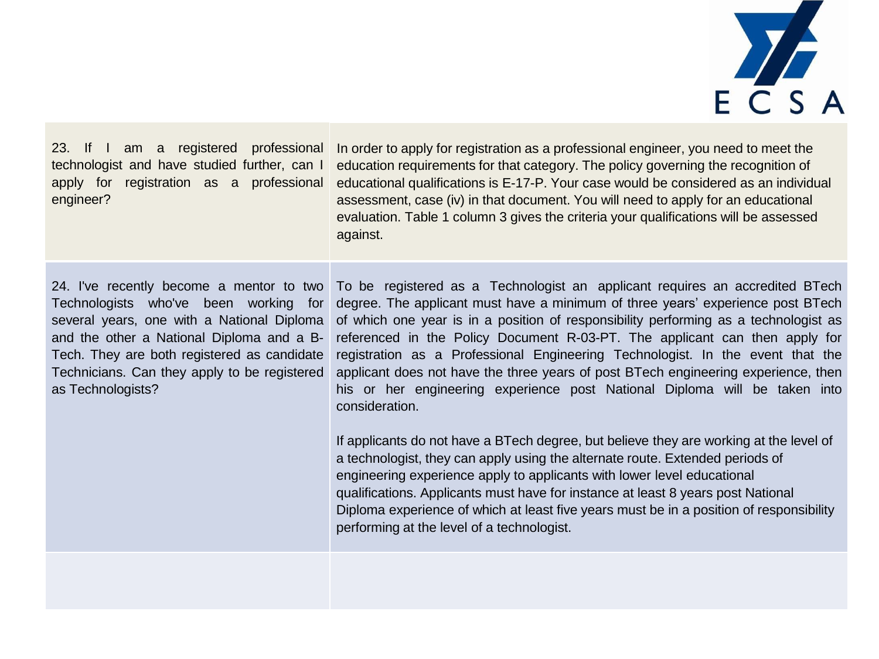| | |
|---|---|
| 23. If I am a registered professional technologist and have studied further, can I apply for registration as a professional engineer? | In order to apply for registration as a professional engineer, you need to meet the education requirements for that category. The policy governing the recognition of educational qualifications is E-17-P. Your case would be considered as an individual assessment, case (iv) in that document. You will need to apply for an educational evaluation. Table 1 column 3 gives the criteria your qualifications will be assessed against. |
| 24. I've recently become a mentor to two Technologists who've been working for several years, one with a National Diploma and the other a National Diploma and a B-Tech. They are both registered as candidate Technicians. Can they apply to be registered as Technologists? | To be registered as a Technologist an applicant requires an accredited BTech degree. The applicant must have a minimum of three years' experience post BTech of which one year is in a position of responsibility performing as a technologist as referenced in the Policy Document R-03-PT. The applicant can then apply for registration as a Professional Engineering Technologist. In the event that the applicant does not have the three years of post BTech engineering experience, then his or her engineering experience post National Diploma will be taken into consideration.<br><br>If applicants do not have a BTech degree, but believe they are working at the level of a technologist, they can apply using the alternate route. Extended periods of engineering experience apply to applicants with lower level educational qualifications. Applicants must have for instance at least 8 years post National Diploma experience of which at least five years must be in a position of responsibility performing at the level of a technologist. |
| | |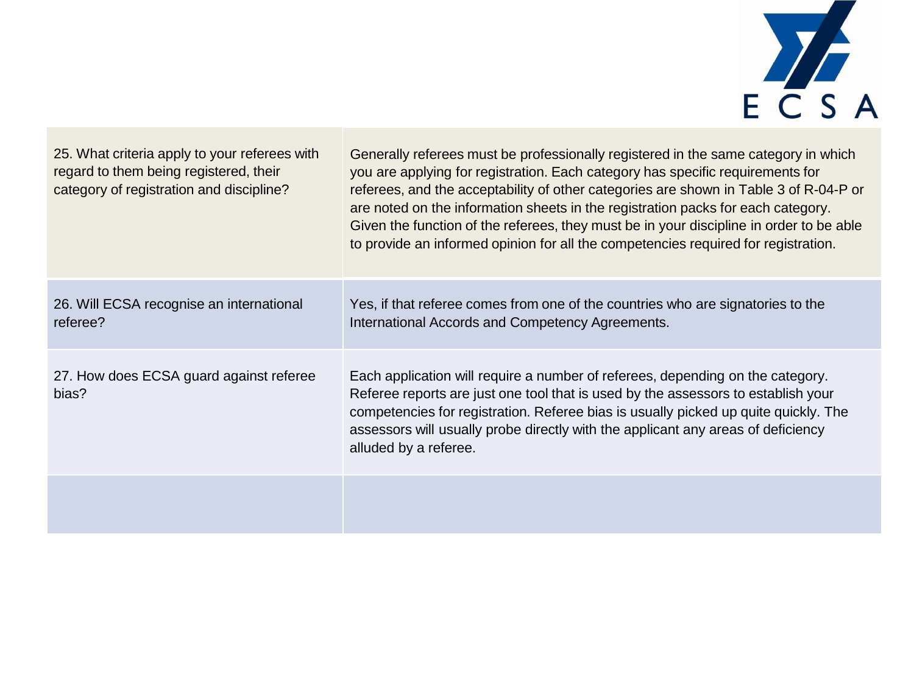| | |
|---|---|
| 25. What criteria apply to your referees with regard to them being registered, their category of registration and discipline? | Generally referees must be professionally registered in the same category in which you are applying for registration. Each category has specific requirements for referees, and the acceptability of other categories are shown in Table 3 of R-04-P or are noted on the information sheets in the registration packs for each category. Given the function of the referees, they must be in your discipline in order to be able to provide an informed opinion for all the competencies required for registration. |
| 26. Will ECSA recognise an international referee? | Yes, if that referee comes from one of the countries who are signatories to the International Accords and Competency Agreements. |
| 27. How does ECSA guard against referee bias? | Each application will require a number of referees, depending on the category. Referee reports are just one tool that is used by the assessors to establish your competencies for registration. Referee bias is usually picked up quite quickly. The assessors will usually probe directly with the applicant any areas of deficiency alluded by a referee. |
| | |